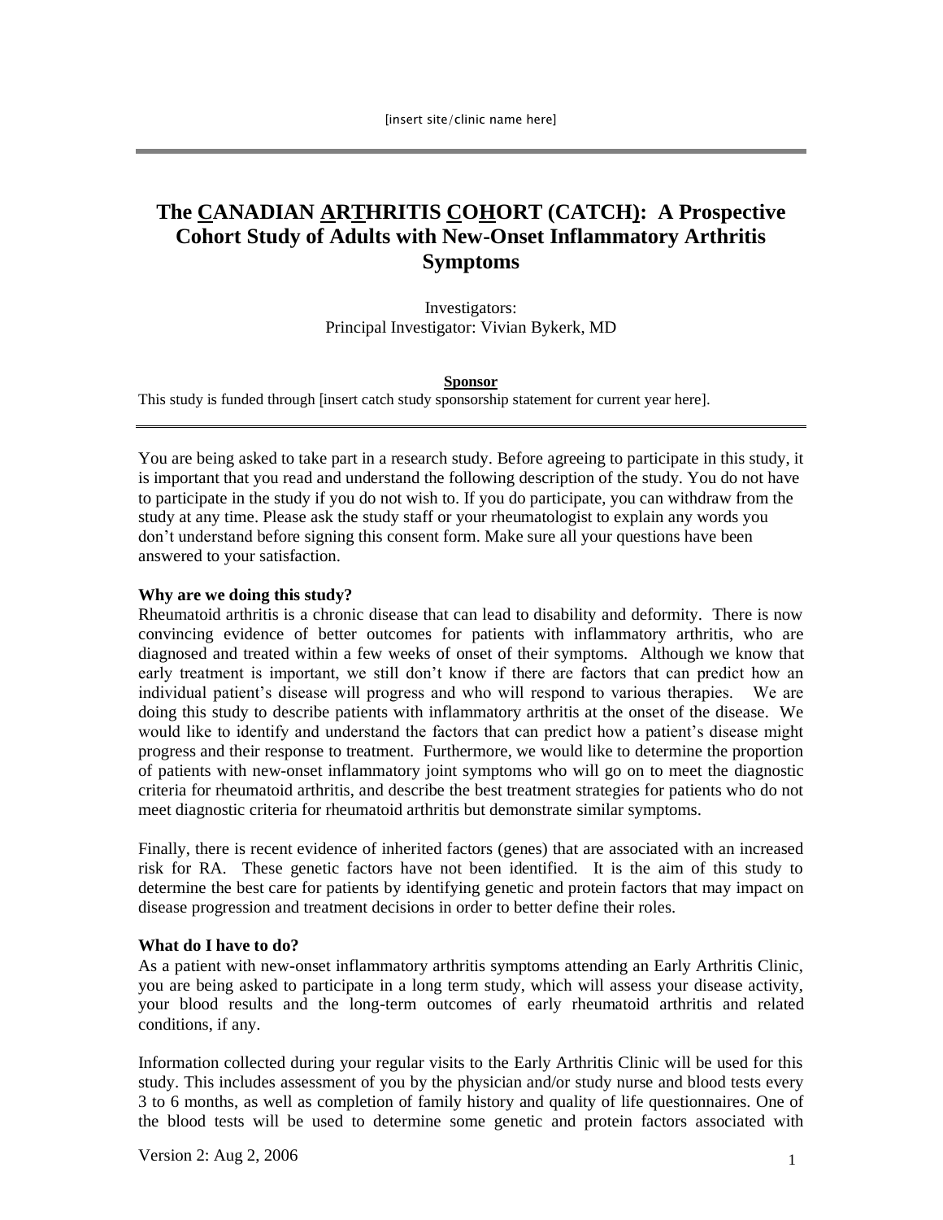[insert site/clinic name here]

# The CANADIAN ARTHRITIS COHORT (CATCH): A Prospective Cohort Study of Adults with New-Onset Inflammatory Arthritis Symptoms

Investigators:
Principal Investigator: Vivian Bykerk, MD

**Sponsor**

This study is funded through [insert catch study sponsorship statement for current year here].

You are being asked to take part in a research study. Before agreeing to participate in this study, it is important that you read and understand the following description of the study. You do not have to participate in the study if you do not wish to. If you do participate, you can withdraw from the study at any time. Please ask the study staff or your rheumatologist to explain any words you don't understand before signing this consent form. Make sure all your questions have been answered to your satisfaction.

**Why are we doing this study?**

Rheumatoid arthritis is a chronic disease that can lead to disability and deformity. There is now convincing evidence of better outcomes for patients with inflammatory arthritis, who are diagnosed and treated within a few weeks of onset of their symptoms. Although we know that early treatment is important, we still don't know if there are factors that can predict how an individual patient's disease will progress and who will respond to various therapies. We are doing this study to describe patients with inflammatory arthritis at the onset of the disease. We would like to identify and understand the factors that can predict how a patient's disease might progress and their response to treatment. Furthermore, we would like to determine the proportion of patients with new-onset inflammatory joint symptoms who will go on to meet the diagnostic criteria for rheumatoid arthritis, and describe the best treatment strategies for patients who do not meet diagnostic criteria for rheumatoid arthritis but demonstrate similar symptoms.

Finally, there is recent evidence of inherited factors (genes) that are associated with an increased risk for RA. These genetic factors have not been identified. It is the aim of this study to determine the best care for patients by identifying genetic and protein factors that may impact on disease progression and treatment decisions in order to better define their roles.

**What do I have to do?**

As a patient with new-onset inflammatory arthritis symptoms attending an Early Arthritis Clinic, you are being asked to participate in a long term study, which will assess your disease activity, your blood results and the long-term outcomes of early rheumatoid arthritis and related conditions, if any.

Information collected during your regular visits to the Early Arthritis Clinic will be used for this study. This includes assessment of you by the physician and/or study nurse and blood tests every 3 to 6 months, as well as completion of family history and quality of life questionnaires. One of the blood tests will be used to determine some genetic and protein factors associated with

Version 2: Aug 2, 2006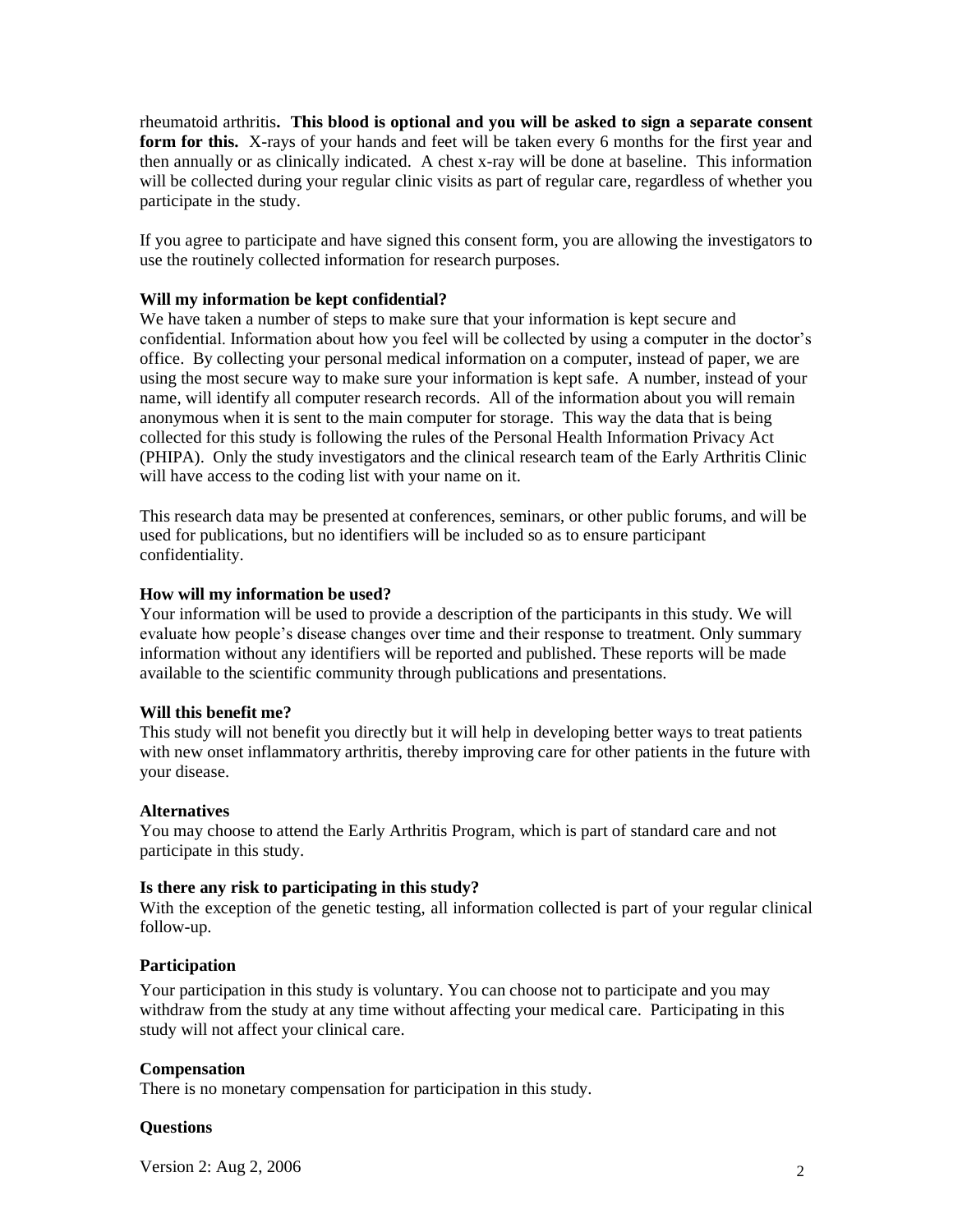rheumatoid arthritis**. This blood is optional and you will be asked to sign a separate consent form for this.** X-rays of your hands and feet will be taken every 6 months for the first year and then annually or as clinically indicated. A chest x-ray will be done at baseline. This information will be collected during your regular clinic visits as part of regular care, regardless of whether you participate in the study.

If you agree to participate and have signed this consent form, you are allowing the investigators to use the routinely collected information for research purposes.

**Will my information be kept confidential?**

We have taken a number of steps to make sure that your information is kept secure and confidential. Information about how you feel will be collected by using a computer in the doctor's office. By collecting your personal medical information on a computer, instead of paper, we are using the most secure way to make sure your information is kept safe. A number, instead of your name, will identify all computer research records. All of the information about you will remain anonymous when it is sent to the main computer for storage. This way the data that is being collected for this study is following the rules of the Personal Health Information Privacy Act (PHIPA). Only the study investigators and the clinical research team of the Early Arthritis Clinic will have access to the coding list with your name on it.

This research data may be presented at conferences, seminars, or other public forums, and will be used for publications, but no identifiers will be included so as to ensure participant confidentiality.

**How will my information be used?**

Your information will be used to provide a description of the participants in this study. We will evaluate how people's disease changes over time and their response to treatment. Only summary information without any identifiers will be reported and published. These reports will be made available to the scientific community through publications and presentations.

**Will this benefit me?**

This study will not benefit you directly but it will help in developing better ways to treat patients with new onset inflammatory arthritis, thereby improving care for other patients in the future with your disease.

**Alternatives**

You may choose to attend the Early Arthritis Program, which is part of standard care and not participate in this study.

**Is there any risk to participating in this study?**

With the exception of the genetic testing, all information collected is part of your regular clinical follow-up.

**Participation**

Your participation in this study is voluntary. You can choose not to participate and you may withdraw from the study at any time without affecting your medical care. Participating in this study will not affect your clinical care.

**Compensation**

There is no monetary compensation for participation in this study.

**Questions**

Version 2: Aug 2, 2006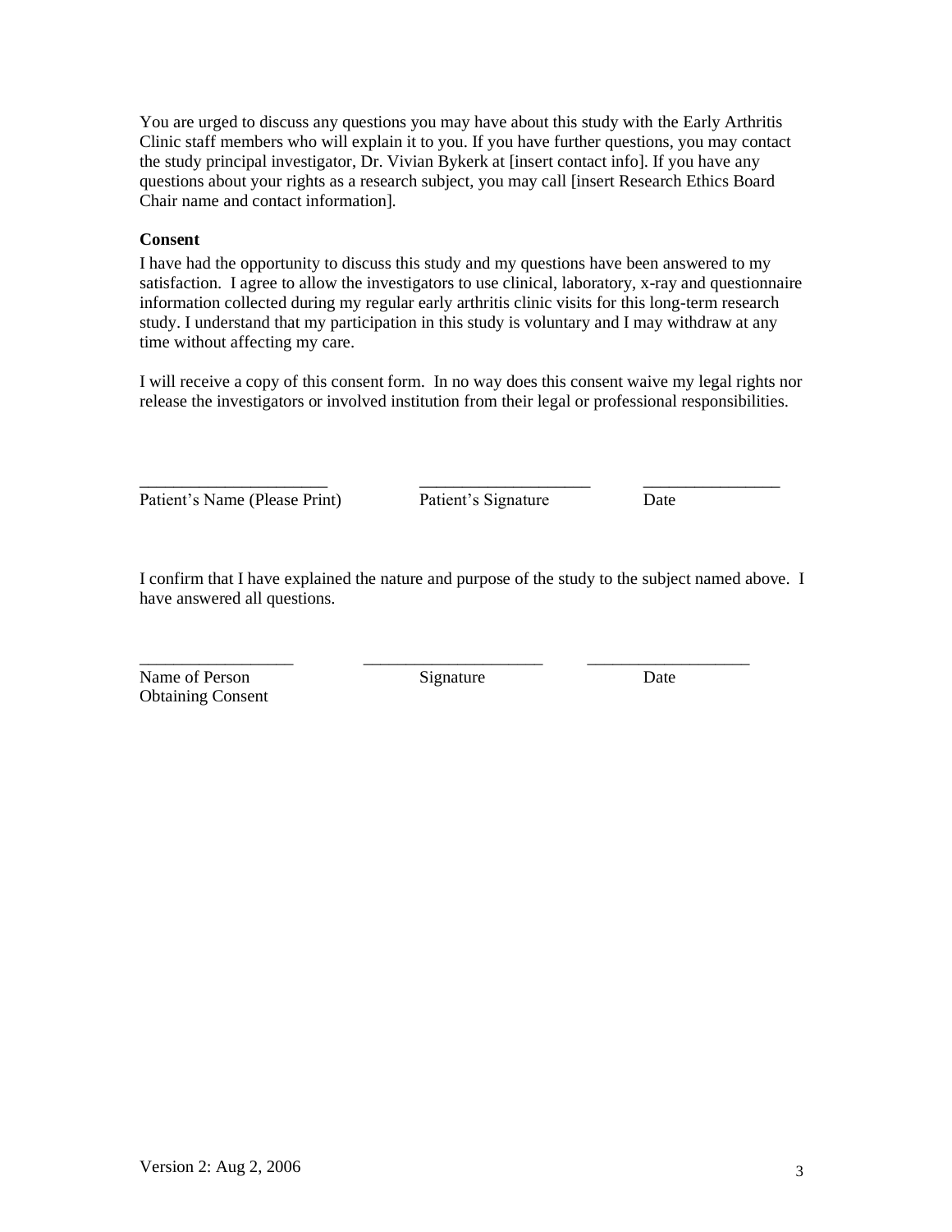You are urged to discuss any questions you may have about this study with the Early Arthritis Clinic staff members who will explain it to you. If you have further questions, you may contact the study principal investigator, Dr. Vivian Bykerk at [insert contact info]. If you have any questions about your rights as a research subject, you may call [insert Research Ethics Board Chair name and contact information].

**Consent**

I have had the opportunity to discuss this study and my questions have been answered to my satisfaction. I agree to allow the investigators to use clinical, laboratory, x-ray and questionnaire information collected during my regular early arthritis clinic visits for this long-term research study. I understand that my participation in this study is voluntary and I may withdraw at any time without affecting my care.

I will receive a copy of this consent form. In no way does this consent waive my legal rights nor release the investigators or involved institution from their legal or professional responsibilities.

| | | |
|---|---|---|
| ______________________ | ____________________ | ________________ |
| Patient's Name (Please Print) | Patient's Signature | Date |

I confirm that I have explained the nature and purpose of the study to the subject named above. I have answered all questions.

| | | |
|---|---|---|
| _________________ | _____________________ | ___________________ |
| Name of Person Obtaining Consent | Signature | Date |

Version 2: Aug 2, 2006